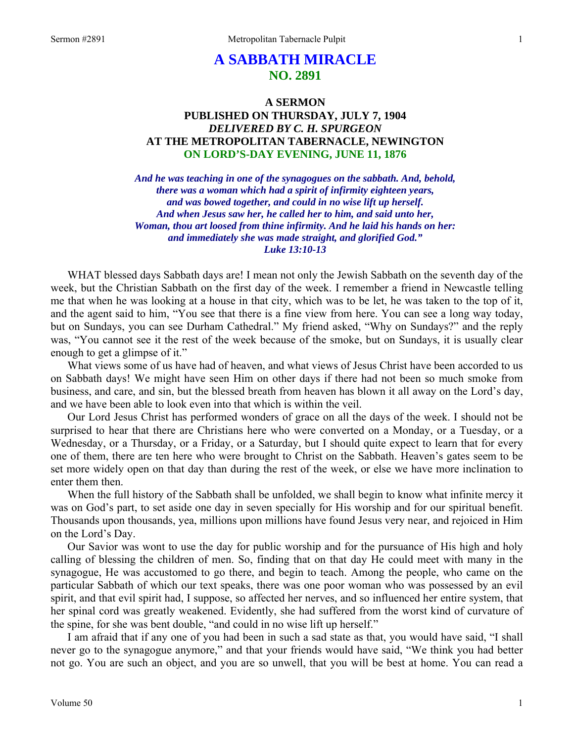# A SABBATH MIRACLE
## NO. 2891

### A SERMON
### PUBLISHED ON THURSDAY, JULY 7, 1904
### *DELIVERED BY C. H. SPURGEON*
### AT THE METROPOLITAN TABERNACLE, NEWINGTON
### ON LORD'S-DAY EVENING, JUNE 11, 1876

***And he was teaching in one of the synagogues on the sabbath. And, behold, there was a woman which had a spirit of infirmity eighteen years, and was bowed together, and could in no wise lift up herself. And when Jesus saw her, he called her to him, and said unto her, Woman, thou art loosed from thine infirmity. And he laid his hands on her: and immediately she was made straight, and glorified God."***
***Luke 13:10-13***

WHAT blessed days Sabbath days are! I mean not only the Jewish Sabbath on the seventh day of the week, but the Christian Sabbath on the first day of the week. I remember a friend in Newcastle telling me that when he was looking at a house in that city, which was to be let, he was taken to the top of it, and the agent said to him, "You see that there is a fine view from here. You can see a long way today, but on Sundays, you can see Durham Cathedral." My friend asked, "Why on Sundays?" and the reply was, "You cannot see it the rest of the week because of the smoke, but on Sundays, it is usually clear enough to get a glimpse of it."

What views some of us have had of heaven, and what views of Jesus Christ have been accorded to us on Sabbath days! We might have seen Him on other days if there had not been so much smoke from business, and care, and sin, but the blessed breath from heaven has blown it all away on the Lord's day, and we have been able to look even into that which is within the veil.

Our Lord Jesus Christ has performed wonders of grace on all the days of the week. I should not be surprised to hear that there are Christians here who were converted on a Monday, or a Tuesday, or a Wednesday, or a Thursday, or a Friday, or a Saturday, but I should quite expect to learn that for every one of them, there are ten here who were brought to Christ on the Sabbath. Heaven's gates seem to be set more widely open on that day than during the rest of the week, or else we have more inclination to enter them then.

When the full history of the Sabbath shall be unfolded, we shall begin to know what infinite mercy it was on God's part, to set aside one day in seven specially for His worship and for our spiritual benefit. Thousands upon thousands, yea, millions upon millions have found Jesus very near, and rejoiced in Him on the Lord's Day.

Our Savior was wont to use the day for public worship and for the pursuance of His high and holy calling of blessing the children of men. So, finding that on that day He could meet with many in the synagogue, He was accustomed to go there, and begin to teach. Among the people, who came on the particular Sabbath of which our text speaks, there was one poor woman who was possessed by an evil spirit, and that evil spirit had, I suppose, so affected her nerves, and so influenced her entire system, that her spinal cord was greatly weakened. Evidently, she had suffered from the worst kind of curvature of the spine, for she was bent double, "and could in no wise lift up herself."

I am afraid that if any one of you had been in such a sad state as that, you would have said, "I shall never go to the synagogue anymore," and that your friends would have said, "We think you had better not go. You are such an object, and you are so unwell, that you will be best at home. You can read a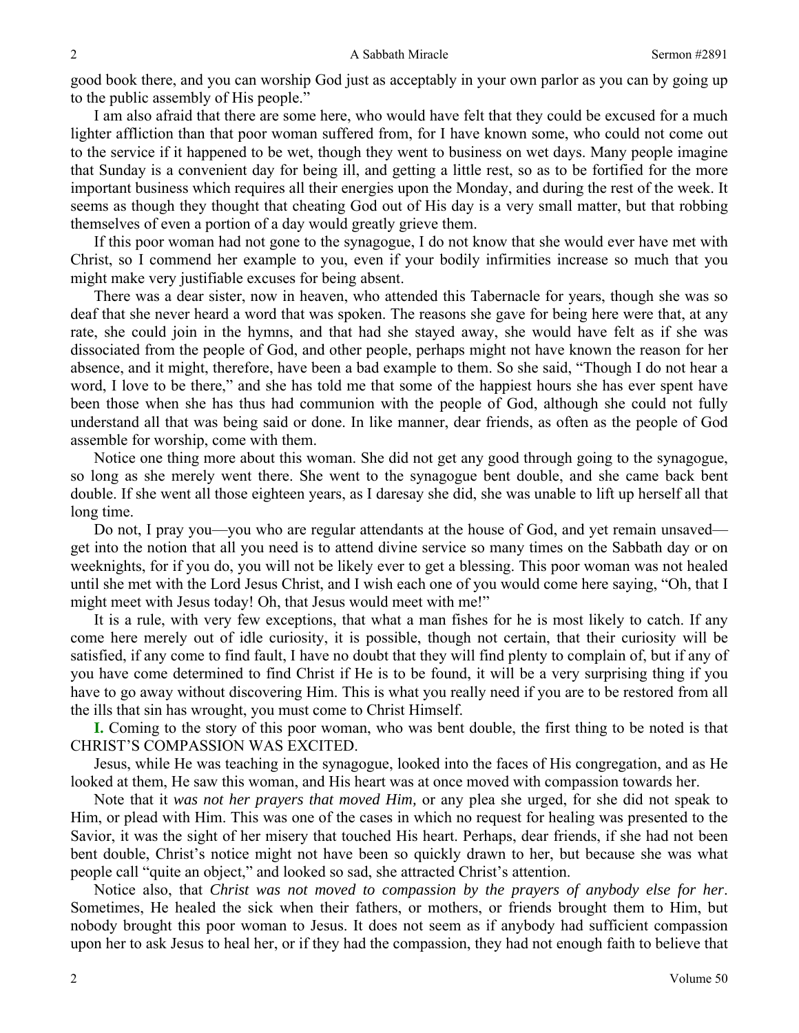good book there, and you can worship God just as acceptably in your own parlor as you can by going up to the public assembly of His people."

I am also afraid that there are some here, who would have felt that they could be excused for a much lighter affliction than that poor woman suffered from, for I have known some, who could not come out to the service if it happened to be wet, though they went to business on wet days. Many people imagine that Sunday is a convenient day for being ill, and getting a little rest, so as to be fortified for the more important business which requires all their energies upon the Monday, and during the rest of the week. It seems as though they thought that cheating God out of His day is a very small matter, but that robbing themselves of even a portion of a day would greatly grieve them.

If this poor woman had not gone to the synagogue, I do not know that she would ever have met with Christ, so I commend her example to you, even if your bodily infirmities increase so much that you might make very justifiable excuses for being absent.

There was a dear sister, now in heaven, who attended this Tabernacle for years, though she was so deaf that she never heard a word that was spoken. The reasons she gave for being here were that, at any rate, she could join in the hymns, and that had she stayed away, she would have felt as if she was dissociated from the people of God, and other people, perhaps might not have known the reason for her absence, and it might, therefore, have been a bad example to them. So she said, "Though I do not hear a word, I love to be there," and she has told me that some of the happiest hours she has ever spent have been those when she has thus had communion with the people of God, although she could not fully understand all that was being said or done. In like manner, dear friends, as often as the people of God assemble for worship, come with them.

Notice one thing more about this woman. She did not get any good through going to the synagogue, so long as she merely went there. She went to the synagogue bent double, and she came back bent double. If she went all those eighteen years, as I daresay she did, she was unable to lift up herself all that long time.

Do not, I pray you—you who are regular attendants at the house of God, and yet remain unsaved—get into the notion that all you need is to attend divine service so many times on the Sabbath day or on weeknights, for if you do, you will not be likely ever to get a blessing. This poor woman was not healed until she met with the Lord Jesus Christ, and I wish each one of you would come here saying, "Oh, that I might meet with Jesus today! Oh, that Jesus would meet with me!"

It is a rule, with very few exceptions, that what a man fishes for he is most likely to catch. If any come here merely out of idle curiosity, it is possible, though not certain, that their curiosity will be satisfied, if any come to find fault, I have no doubt that they will find plenty to complain of, but if any of you have come determined to find Christ if He is to be found, it will be a very surprising thing if you have to go away without discovering Him. This is what you really need if you are to be restored from all the ills that sin has wrought, you must come to Christ Himself.

**I.** Coming to the story of this poor woman, who was bent double, the first thing to be noted is that CHRIST'S COMPASSION WAS EXCITED.

Jesus, while He was teaching in the synagogue, looked into the faces of His congregation, and as He looked at them, He saw this woman, and His heart was at once moved with compassion towards her.

Note that it *was not her prayers that moved Him,* or any plea she urged, for she did not speak to Him, or plead with Him. This was one of the cases in which no request for healing was presented to the Savior, it was the sight of her misery that touched His heart. Perhaps, dear friends, if she had not been bent double, Christ's notice might not have been so quickly drawn to her, but because she was what people call "quite an object," and looked so sad, she attracted Christ's attention.

Notice also, that *Christ was not moved to compassion by the prayers of anybody else for her*. Sometimes, He healed the sick when their fathers, or mothers, or friends brought them to Him, but nobody brought this poor woman to Jesus. It does not seem as if anybody had sufficient compassion upon her to ask Jesus to heal her, or if they had the compassion, they had not enough faith to believe that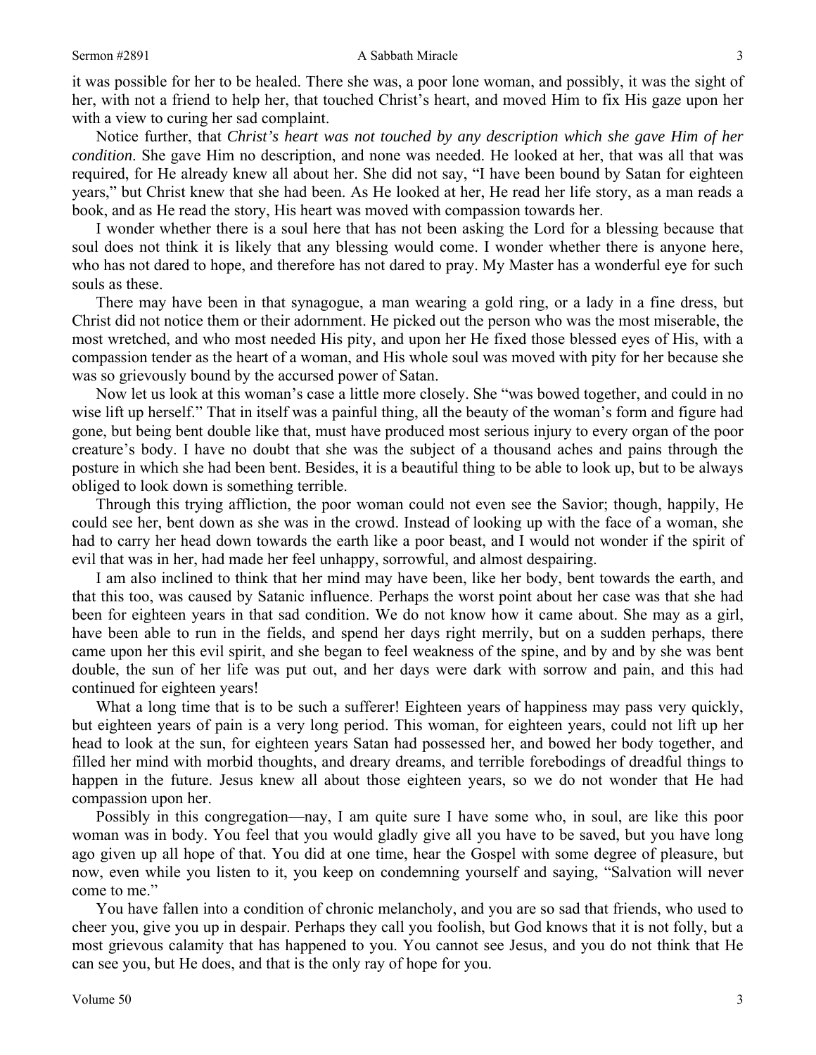it was possible for her to be healed. There she was, a poor lone woman, and possibly, it was the sight of her, with not a friend to help her, that touched Christ's heart, and moved Him to fix His gaze upon her with a view to curing her sad complaint.

Notice further, that *Christ's heart was not touched by any description which she gave Him of her condition*. She gave Him no description, and none was needed. He looked at her, that was all that was required, for He already knew all about her. She did not say, "I have been bound by Satan for eighteen years," but Christ knew that she had been. As He looked at her, He read her life story, as a man reads a book, and as He read the story, His heart was moved with compassion towards her.

I wonder whether there is a soul here that has not been asking the Lord for a blessing because that soul does not think it is likely that any blessing would come. I wonder whether there is anyone here, who has not dared to hope, and therefore has not dared to pray. My Master has a wonderful eye for such souls as these.

There may have been in that synagogue, a man wearing a gold ring, or a lady in a fine dress, but Christ did not notice them or their adornment. He picked out the person who was the most miserable, the most wretched, and who most needed His pity, and upon her He fixed those blessed eyes of His, with a compassion tender as the heart of a woman, and His whole soul was moved with pity for her because she was so grievously bound by the accursed power of Satan.

Now let us look at this woman's case a little more closely. She "was bowed together, and could in no wise lift up herself." That in itself was a painful thing, all the beauty of the woman's form and figure had gone, but being bent double like that, must have produced most serious injury to every organ of the poor creature's body. I have no doubt that she was the subject of a thousand aches and pains through the posture in which she had been bent. Besides, it is a beautiful thing to be able to look up, but to be always obliged to look down is something terrible.

Through this trying affliction, the poor woman could not even see the Savior; though, happily, He could see her, bent down as she was in the crowd. Instead of looking up with the face of a woman, she had to carry her head down towards the earth like a poor beast, and I would not wonder if the spirit of evil that was in her, had made her feel unhappy, sorrowful, and almost despairing.

I am also inclined to think that her mind may have been, like her body, bent towards the earth, and that this too, was caused by Satanic influence. Perhaps the worst point about her case was that she had been for eighteen years in that sad condition. We do not know how it came about. She may as a girl, have been able to run in the fields, and spend her days right merrily, but on a sudden perhaps, there came upon her this evil spirit, and she began to feel weakness of the spine, and by and by she was bent double, the sun of her life was put out, and her days were dark with sorrow and pain, and this had continued for eighteen years!

What a long time that is to be such a sufferer! Eighteen years of happiness may pass very quickly, but eighteen years of pain is a very long period. This woman, for eighteen years, could not lift up her head to look at the sun, for eighteen years Satan had possessed her, and bowed her body together, and filled her mind with morbid thoughts, and dreary dreams, and terrible forebodings of dreadful things to happen in the future. Jesus knew all about those eighteen years, so we do not wonder that He had compassion upon her.

Possibly in this congregation—nay, I am quite sure I have some who, in soul, are like this poor woman was in body. You feel that you would gladly give all you have to be saved, but you have long ago given up all hope of that. You did at one time, hear the Gospel with some degree of pleasure, but now, even while you listen to it, you keep on condemning yourself and saying, "Salvation will never come to me."

You have fallen into a condition of chronic melancholy, and you are so sad that friends, who used to cheer you, give you up in despair. Perhaps they call you foolish, but God knows that it is not folly, but a most grievous calamity that has happened to you. You cannot see Jesus, and you do not think that He can see you, but He does, and that is the only ray of hope for you.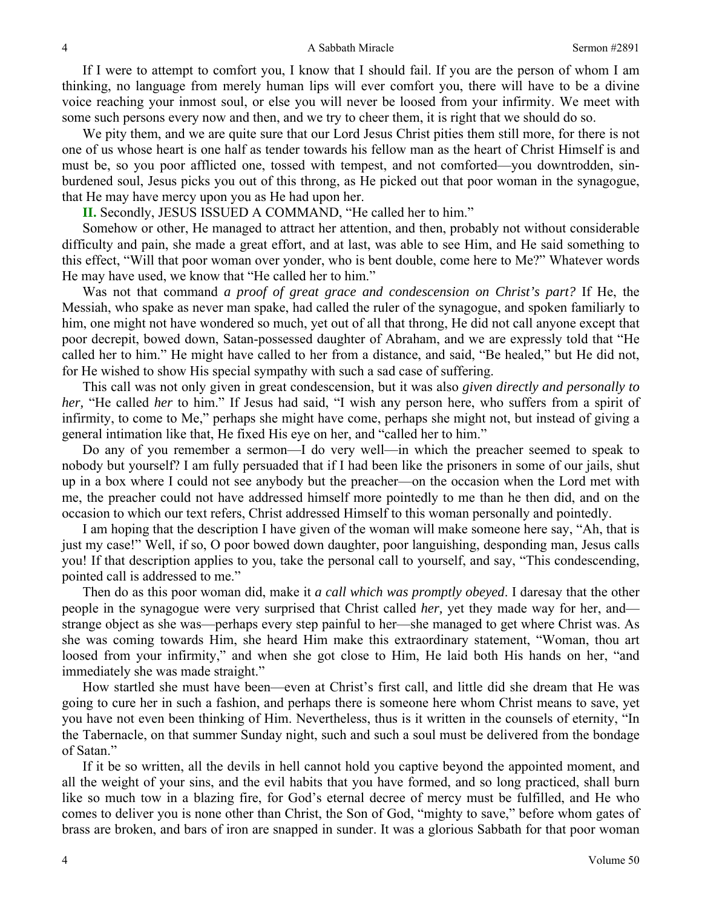If I were to attempt to comfort you, I know that I should fail. If you are the person of whom I am thinking, no language from merely human lips will ever comfort you, there will have to be a divine voice reaching your inmost soul, or else you will never be loosed from your infirmity. We meet with some such persons every now and then, and we try to cheer them, it is right that we should do so.

We pity them, and we are quite sure that our Lord Jesus Christ pities them still more, for there is not one of us whose heart is one half as tender towards his fellow man as the heart of Christ Himself is and must be, so you poor afflicted one, tossed with tempest, and not comforted—you downtrodden, sin-burdened soul, Jesus picks you out of this throng, as He picked out that poor woman in the synagogue, that He may have mercy upon you as He had upon her.

**II.** Secondly, JESUS ISSUED A COMMAND, "He called her to him."

Somehow or other, He managed to attract her attention, and then, probably not without considerable difficulty and pain, she made a great effort, and at last, was able to see Him, and He said something to this effect, "Will that poor woman over yonder, who is bent double, come here to Me?" Whatever words He may have used, we know that "He called her to him."

Was not that command *a proof of great grace and condescension on Christ's part?* If He, the Messiah, who spake as never man spake, had called the ruler of the synagogue, and spoken familiarly to him, one might not have wondered so much, yet out of all that throng, He did not call anyone except that poor decrepit, bowed down, Satan-possessed daughter of Abraham, and we are expressly told that "He called her to him." He might have called to her from a distance, and said, "Be healed," but He did not, for He wished to show His special sympathy with such a sad case of suffering.

This call was not only given in great condescension, but it was also *given directly and personally to her,* "He called *her* to him." If Jesus had said, "I wish any person here, who suffers from a spirit of infirmity, to come to Me," perhaps she might have come, perhaps she might not, but instead of giving a general intimation like that, He fixed His eye on her, and "called her to him."

Do any of you remember a sermon—I do very well—in which the preacher seemed to speak to nobody but yourself? I am fully persuaded that if I had been like the prisoners in some of our jails, shut up in a box where I could not see anybody but the preacher—on the occasion when the Lord met with me, the preacher could not have addressed himself more pointedly to me than he then did, and on the occasion to which our text refers, Christ addressed Himself to this woman personally and pointedly.

I am hoping that the description I have given of the woman will make someone here say, "Ah, that is just my case!" Well, if so, O poor bowed down daughter, poor languishing, desponding man, Jesus calls you! If that description applies to you, take the personal call to yourself, and say, "This condescending, pointed call is addressed to me."

Then do as this poor woman did, make it *a call which was promptly obeyed*. I daresay that the other people in the synagogue were very surprised that Christ called *her,* yet they made way for her, and—strange object as she was—perhaps every step painful to her—she managed to get where Christ was. As she was coming towards Him, she heard Him make this extraordinary statement, "Woman, thou art loosed from your infirmity," and when she got close to Him, He laid both His hands on her, "and immediately she was made straight."

How startled she must have been—even at Christ's first call, and little did she dream that He was going to cure her in such a fashion, and perhaps there is someone here whom Christ means to save, yet you have not even been thinking of Him. Nevertheless, thus is it written in the counsels of eternity, "In the Tabernacle, on that summer Sunday night, such and such a soul must be delivered from the bondage of Satan."

If it be so written, all the devils in hell cannot hold you captive beyond the appointed moment, and all the weight of your sins, and the evil habits that you have formed, and so long practiced, shall burn like so much tow in a blazing fire, for God's eternal decree of mercy must be fulfilled, and He who comes to deliver you is none other than Christ, the Son of God, "mighty to save," before whom gates of brass are broken, and bars of iron are snapped in sunder. It was a glorious Sabbath for that poor woman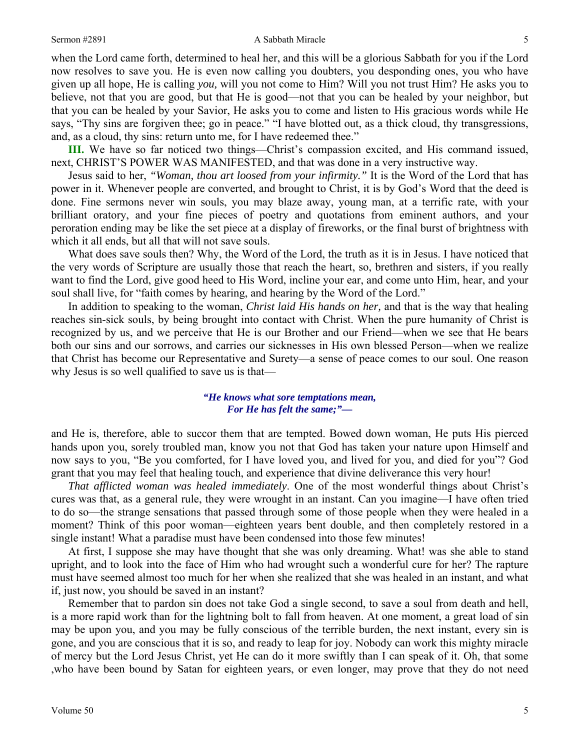when the Lord came forth, determined to heal her, and this will be a glorious Sabbath for you if the Lord now resolves to save you. He is even now calling you doubters, you desponding ones, you who have given up all hope, He is calling *you,* will you not come to Him? Will you not trust Him? He asks you to believe, not that you are good, but that He is good—not that you can be healed by your neighbor, but that you can be healed by your Savior, He asks you to come and listen to His gracious words while He says, "Thy sins are forgiven thee; go in peace." "I have blotted out, as a thick cloud, thy transgressions, and, as a cloud, thy sins: return unto me, for I have redeemed thee."

**III.** We have so far noticed two things—Christ's compassion excited, and His command issued, next, CHRIST'S POWER WAS MANIFESTED, and that was done in a very instructive way.

Jesus said to her, *"Woman, thou art loosed from your infirmity."* It is the Word of the Lord that has power in it. Whenever people are converted, and brought to Christ, it is by God's Word that the deed is done. Fine sermons never win souls, you may blaze away, young man, at a terrific rate, with your brilliant oratory, and your fine pieces of poetry and quotations from eminent authors, and your peroration ending may be like the set piece at a display of fireworks, or the final burst of brightness with which it all ends, but all that will not save souls.

What does save souls then? Why, the Word of the Lord, the truth as it is in Jesus. I have noticed that the very words of Scripture are usually those that reach the heart, so, brethren and sisters, if you really want to find the Lord, give good heed to His Word, incline your ear, and come unto Him, hear, and your soul shall live, for "faith comes by hearing, and hearing by the Word of the Lord."

In addition to speaking to the woman, *Christ laid His hands on her,* and that is the way that healing reaches sin-sick souls, by being brought into contact with Christ. When the pure humanity of Christ is recognized by us, and we perceive that He is our Brother and our Friend—when we see that He bears both our sins and our sorrows, and carries our sicknesses in His own blessed Person—when we realize that Christ has become our Representative and Surety—a sense of peace comes to our soul. One reason why Jesus is so well qualified to save us is that—

*"He knows what sore temptations mean,*
*For He has felt the same;"—*

and He is, therefore, able to succor them that are tempted. Bowed down woman, He puts His pierced hands upon you, sorely troubled man, know you not that God has taken your nature upon Himself and now says to you, "Be you comforted, for I have loved you, and lived for you, and died for you"? God grant that you may feel that healing touch, and experience that divine deliverance this very hour!

*That afflicted woman was healed immediately*. One of the most wonderful things about Christ's cures was that, as a general rule, they were wrought in an instant. Can you imagine—I have often tried to do so—the strange sensations that passed through some of those people when they were healed in a moment? Think of this poor woman—eighteen years bent double, and then completely restored in a single instant! What a paradise must have been condensed into those few minutes!

At first, I suppose she may have thought that she was only dreaming. What! was she able to stand upright, and to look into the face of Him who had wrought such a wonderful cure for her? The rapture must have seemed almost too much for her when she realized that she was healed in an instant, and what if, just now, you should be saved in an instant?

Remember that to pardon sin does not take God a single second, to save a soul from death and hell, is a more rapid work than for the lightning bolt to fall from heaven. At one moment, a great load of sin may be upon you, and you may be fully conscious of the terrible burden, the next instant, every sin is gone, and you are conscious that it is so, and ready to leap for joy. Nobody can work this mighty miracle of mercy but the Lord Jesus Christ, yet He can do it more swiftly than I can speak of it. Oh, that some ,who have been bound by Satan for eighteen years, or even longer, may prove that they do not need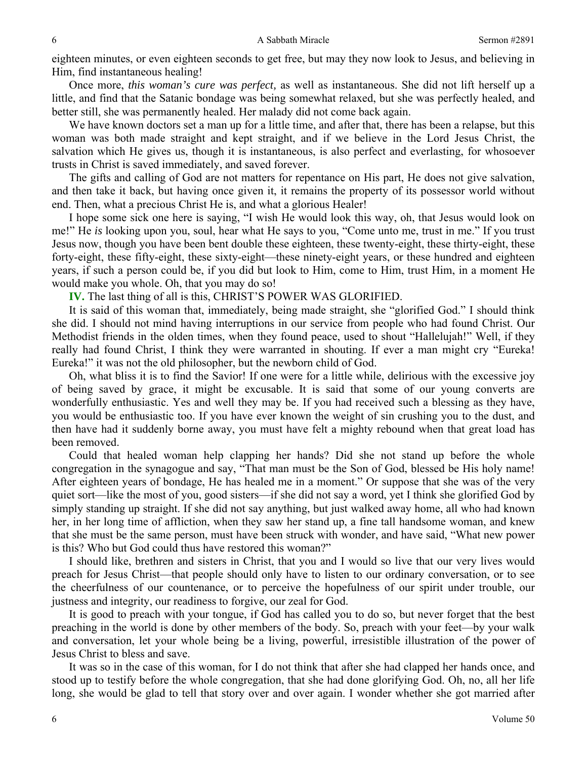eighteen minutes, or even eighteen seconds to get free, but may they now look to Jesus, and believing in Him, find instantaneous healing!

Once more, *this woman's cure was perfect,* as well as instantaneous. She did not lift herself up a little, and find that the Satanic bondage was being somewhat relaxed, but she was perfectly healed, and better still, she was permanently healed. Her malady did not come back again.

We have known doctors set a man up for a little time, and after that, there has been a relapse, but this woman was both made straight and kept straight, and if we believe in the Lord Jesus Christ, the salvation which He gives us, though it is instantaneous, is also perfect and everlasting, for whosoever trusts in Christ is saved immediately, and saved forever.

The gifts and calling of God are not matters for repentance on His part, He does not give salvation, and then take it back, but having once given it, it remains the property of its possessor world without end. Then, what a precious Christ He is, and what a glorious Healer!

I hope some sick one here is saying, "I wish He would look this way, oh, that Jesus would look on me!" He *is* looking upon you, soul, hear what He says to you, "Come unto me, trust in me." If you trust Jesus now, though you have been bent double these eighteen, these twenty-eight, these thirty-eight, these forty-eight, these fifty-eight, these sixty-eight—these ninety-eight years, or these hundred and eighteen years, if such a person could be, if you did but look to Him, come to Him, trust Him, in a moment He would make you whole. Oh, that you may do so!

**IV.** The last thing of all is this, CHRIST'S POWER WAS GLORIFIED.

It is said of this woman that, immediately, being made straight, she "glorified God." I should think she did. I should not mind having interruptions in our service from people who had found Christ. Our Methodist friends in the olden times, when they found peace, used to shout "Hallelujah!" Well, if they really had found Christ, I think they were warranted in shouting. If ever a man might cry "Eureka! Eureka!" it was not the old philosopher, but the newborn child of God.

Oh, what bliss it is to find the Savior! If one were for a little while, delirious with the excessive joy of being saved by grace, it might be excusable. It is said that some of our young converts are wonderfully enthusiastic. Yes and well they may be. If you had received such a blessing as they have, you would be enthusiastic too. If you have ever known the weight of sin crushing you to the dust, and then have had it suddenly borne away, you must have felt a mighty rebound when that great load has been removed.

Could that healed woman help clapping her hands? Did she not stand up before the whole congregation in the synagogue and say, "That man must be the Son of God, blessed be His holy name! After eighteen years of bondage, He has healed me in a moment." Or suppose that she was of the very quiet sort—like the most of you, good sisters—if she did not say a word, yet I think she glorified God by simply standing up straight. If she did not say anything, but just walked away home, all who had known her, in her long time of affliction, when they saw her stand up, a fine tall handsome woman, and knew that she must be the same person, must have been struck with wonder, and have said, "What new power is this? Who but God could thus have restored this woman?"

I should like, brethren and sisters in Christ, that you and I would so live that our very lives would preach for Jesus Christ—that people should only have to listen to our ordinary conversation, or to see the cheerfulness of our countenance, or to perceive the hopefulness of our spirit under trouble, our justness and integrity, our readiness to forgive, our zeal for God.

It is good to preach with your tongue, if God has called you to do so, but never forget that the best preaching in the world is done by other members of the body. So, preach with your feet—by your walk and conversation, let your whole being be a living, powerful, irresistible illustration of the power of Jesus Christ to bless and save.

It was so in the case of this woman, for I do not think that after she had clapped her hands once, and stood up to testify before the whole congregation, that she had done glorifying God. Oh, no, all her life long, she would be glad to tell that story over and over again. I wonder whether she got married after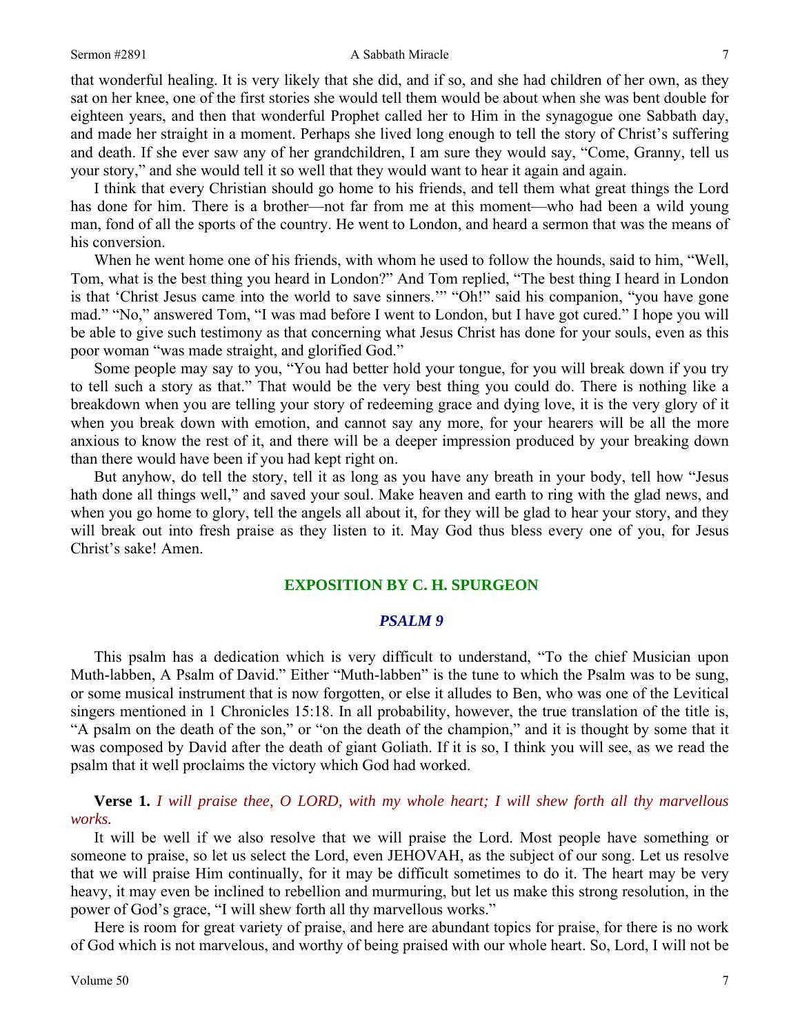that wonderful healing. It is very likely that she did, and if so, and she had children of her own, as they sat on her knee, one of the first stories she would tell them would be about when she was bent double for eighteen years, and then that wonderful Prophet called her to Him in the synagogue one Sabbath day, and made her straight in a moment. Perhaps she lived long enough to tell the story of Christ's suffering and death. If she ever saw any of her grandchildren, I am sure they would say, "Come, Granny, tell us your story," and she would tell it so well that they would want to hear it again and again.

I think that every Christian should go home to his friends, and tell them what great things the Lord has done for him. There is a brother—not far from me at this moment—who had been a wild young man, fond of all the sports of the country. He went to London, and heard a sermon that was the means of his conversion.

When he went home one of his friends, with whom he used to follow the hounds, said to him, "Well, Tom, what is the best thing you heard in London?" And Tom replied, "The best thing I heard in London is that 'Christ Jesus came into the world to save sinners.'" "Oh!" said his companion, "you have gone mad." "No," answered Tom, "I was mad before I went to London, but I have got cured." I hope you will be able to give such testimony as that concerning what Jesus Christ has done for your souls, even as this poor woman "was made straight, and glorified God."

Some people may say to you, "You had better hold your tongue, for you will break down if you try to tell such a story as that." That would be the very best thing you could do. There is nothing like a breakdown when you are telling your story of redeeming grace and dying love, it is the very glory of it when you break down with emotion, and cannot say any more, for your hearers will be all the more anxious to know the rest of it, and there will be a deeper impression produced by your breaking down than there would have been if you had kept right on.

But anyhow, do tell the story, tell it as long as you have any breath in your body, tell how "Jesus hath done all things well," and saved your soul. Make heaven and earth to ring with the glad news, and when you go home to glory, tell the angels all about it, for they will be glad to hear your story, and they will break out into fresh praise as they listen to it. May God thus bless every one of you, for Jesus Christ's sake! Amen.

## EXPOSITION BY C. H. SPURGEON

### *PSALM 9*

This psalm has a dedication which is very difficult to understand, "To the chief Musician upon Muth-labben, A Psalm of David." Either "Muth-labben" is the tune to which the Psalm was to be sung, or some musical instrument that is now forgotten, or else it alludes to Ben, who was one of the Levitical singers mentioned in 1 Chronicles 15:18. In all probability, however, the true translation of the title is, "A psalm on the death of the son," or "on the death of the champion," and it is thought by some that it was composed by David after the death of giant Goliath. If it is so, I think you will see, as we read the psalm that it well proclaims the victory which God had worked.

**Verse 1.** *I will praise thee, O LORD, with my whole heart; I will shew forth all thy marvellous works.*

It will be well if we also resolve that we will praise the Lord. Most people have something or someone to praise, so let us select the Lord, even JEHOVAH, as the subject of our song. Let us resolve that we will praise Him continually, for it may be difficult sometimes to do it. The heart may be very heavy, it may even be inclined to rebellion and murmuring, but let us make this strong resolution, in the power of God's grace, "I will shew forth all thy marvellous works."

Here is room for great variety of praise, and here are abundant topics for praise, for there is no work of God which is not marvelous, and worthy of being praised with our whole heart. So, Lord, I will not be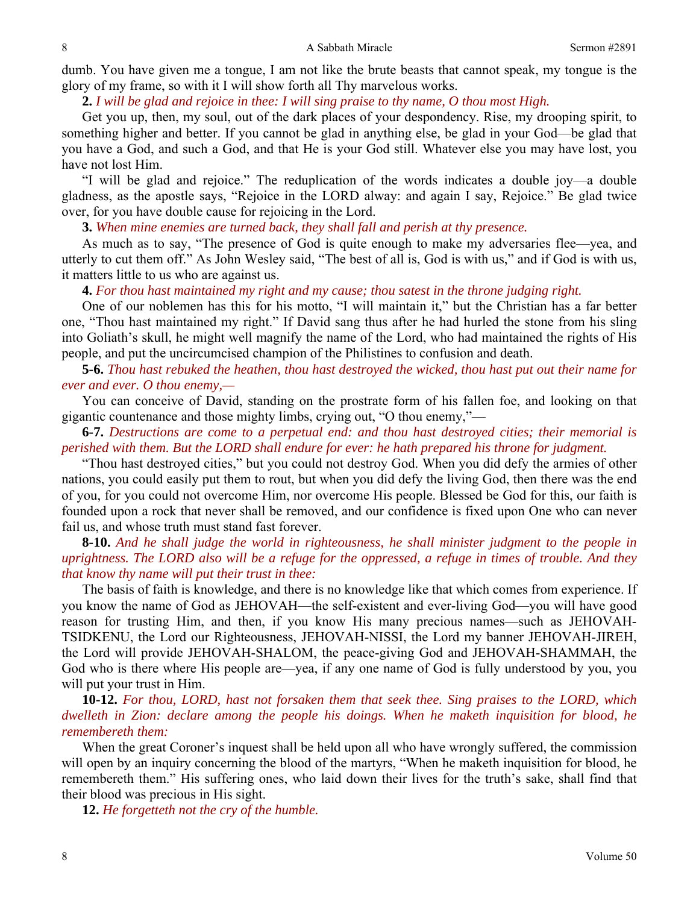dumb. You have given me a tongue, I am not like the brute beasts that cannot speak, my tongue is the glory of my frame, so with it I will show forth all Thy marvelous works.

**2.** *I will be glad and rejoice in thee: I will sing praise to thy name, O thou most High.*

Get you up, then, my soul, out of the dark places of your despondency. Rise, my drooping spirit, to something higher and better. If you cannot be glad in anything else, be glad in your God—be glad that you have a God, and such a God, and that He is your God still. Whatever else you may have lost, you have not lost Him.

"I will be glad and rejoice." The reduplication of the words indicates a double joy—a double gladness, as the apostle says, "Rejoice in the LORD alway: and again I say, Rejoice." Be glad twice over, for you have double cause for rejoicing in the Lord.

**3.** *When mine enemies are turned back, they shall fall and perish at thy presence.*

As much as to say, "The presence of God is quite enough to make my adversaries flee—yea, and utterly to cut them off." As John Wesley said, "The best of all is, God is with us," and if God is with us, it matters little to us who are against us.

**4.** *For thou hast maintained my right and my cause; thou satest in the throne judging right.*

One of our noblemen has this for his motto, "I will maintain it," but the Christian has a far better one, "Thou hast maintained my right." If David sang thus after he had hurled the stone from his sling into Goliath's skull, he might well magnify the name of the Lord, who had maintained the rights of His people, and put the uncircumcised champion of the Philistines to confusion and death.

**5-6.** *Thou hast rebuked the heathen, thou hast destroyed the wicked, thou hast put out their name for ever and ever. O thou enemy,—*

You can conceive of David, standing on the prostrate form of his fallen foe, and looking on that gigantic countenance and those mighty limbs, crying out, "O thou enemy,"—

**6-7.** *Destructions are come to a perpetual end: and thou hast destroyed cities; their memorial is perished with them. But the LORD shall endure for ever: he hath prepared his throne for judgment.*

"Thou hast destroyed cities," but you could not destroy God. When you did defy the armies of other nations, you could easily put them to rout, but when you did defy the living God, then there was the end of you, for you could not overcome Him, nor overcome His people. Blessed be God for this, our faith is founded upon a rock that never shall be removed, and our confidence is fixed upon One who can never fail us, and whose truth must stand fast forever.

**8-10.** *And he shall judge the world in righteousness, he shall minister judgment to the people in uprightness. The LORD also will be a refuge for the oppressed, a refuge in times of trouble. And they that know thy name will put their trust in thee:*

The basis of faith is knowledge, and there is no knowledge like that which comes from experience. If you know the name of God as JEHOVAH—the self-existent and ever-living God—you will have good reason for trusting Him, and then, if you know His many precious names—such as JEHOVAH-TSIDKENU, the Lord our Righteousness, JEHOVAH-NISSI, the Lord my banner JEHOVAH-JIREH, the Lord will provide JEHOVAH-SHALOM, the peace-giving God and JEHOVAH-SHAMMAH, the God who is there where His people are—yea, if any one name of God is fully understood by you, you will put your trust in Him.

**10-12.** *For thou, LORD, hast not forsaken them that seek thee. Sing praises to the LORD, which dwelleth in Zion: declare among the people his doings. When he maketh inquisition for blood, he remembereth them:*

When the great Coroner's inquest shall be held upon all who have wrongly suffered, the commission will open by an inquiry concerning the blood of the martyrs, "When he maketh inquisition for blood, he remembereth them." His suffering ones, who laid down their lives for the truth's sake, shall find that their blood was precious in His sight.

**12.** *He forgetteth not the cry of the humble.*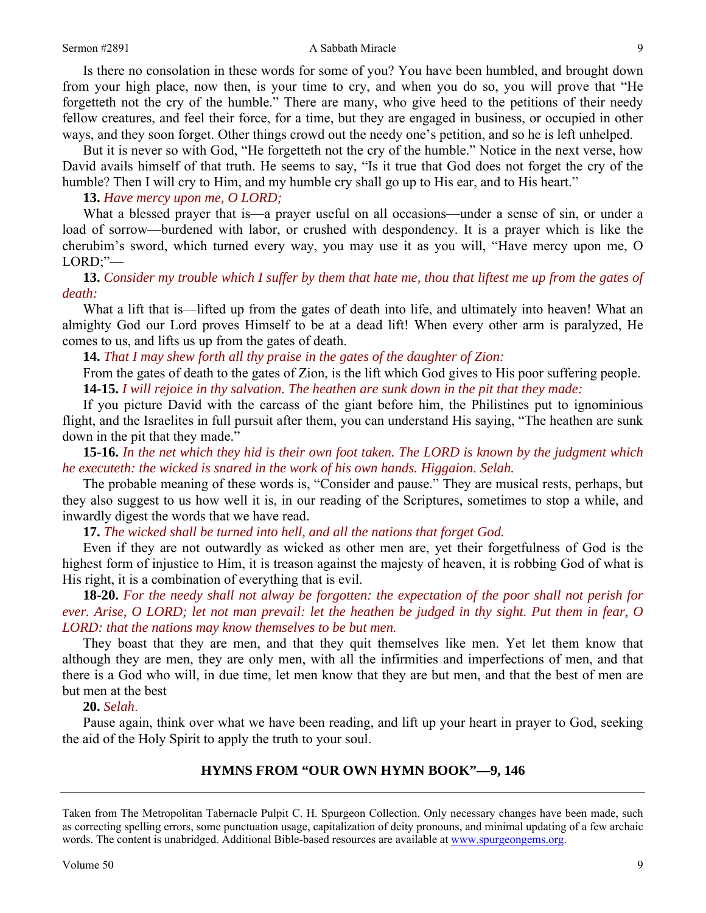Is there no consolation in these words for some of you? You have been humbled, and brought down from your high place, now then, is your time to cry, and when you do so, you will prove that "He forgetteth not the cry of the humble." There are many, who give heed to the petitions of their needy fellow creatures, and feel their force, for a time, but they are engaged in business, or occupied in other ways, and they soon forget. Other things crowd out the needy one's petition, and so he is left unhelped.

But it is never so with God, "He forgetteth not the cry of the humble." Notice in the next verse, how David avails himself of that truth. He seems to say, "Is it true that God does not forget the cry of the humble? Then I will cry to Him, and my humble cry shall go up to His ear, and to His heart."

**13.** *Have mercy upon me, O LORD;*

What a blessed prayer that is—a prayer useful on all occasions—under a sense of sin, or under a load of sorrow—burdened with labor, or crushed with despondency. It is a prayer which is like the cherubim's sword, which turned every way, you may use it as you will, "Have mercy upon me, O LORD;"—

**13.** *Consider my trouble which I suffer by them that hate me, thou that liftest me up from the gates of death:*

What a lift that is—lifted up from the gates of death into life, and ultimately into heaven! What an almighty God our Lord proves Himself to be at a dead lift! When every other arm is paralyzed, He comes to us, and lifts us up from the gates of death.

**14.** *That I may shew forth all thy praise in the gates of the daughter of Zion:*

From the gates of death to the gates of Zion, is the lift which God gives to His poor suffering people.

**14-15.** *I will rejoice in thy salvation. The heathen are sunk down in the pit that they made:*

If you picture David with the carcass of the giant before him, the Philistines put to ignominious flight, and the Israelites in full pursuit after them, you can understand His saying, "The heathen are sunk down in the pit that they made."

**15-16.** *In the net which they hid is their own foot taken. The LORD is known by the judgment which he executeth: the wicked is snared in the work of his own hands. Higgaion. Selah.*

The probable meaning of these words is, "Consider and pause." They are musical rests, perhaps, but they also suggest to us how well it is, in our reading of the Scriptures, sometimes to stop a while, and inwardly digest the words that we have read.

**17.** *The wicked shall be turned into hell, and all the nations that forget God.*

Even if they are not outwardly as wicked as other men are, yet their forgetfulness of God is the highest form of injustice to Him, it is treason against the majesty of heaven, it is robbing God of what is His right, it is a combination of everything that is evil.

**18-20.** *For the needy shall not alway be forgotten: the expectation of the poor shall not perish for ever. Arise, O LORD; let not man prevail: let the heathen be judged in thy sight. Put them in fear, O LORD: that the nations may know themselves to be but men.*

They boast that they are men, and that they quit themselves like men. Yet let them know that although they are men, they are only men, with all the infirmities and imperfections of men, and that there is a God who will, in due time, let men know that they are but men, and that the best of men are but men at the best

**20.** *Selah*.

Pause again, think over what we have been reading, and lift up your heart in prayer to God, seeking the aid of the Holy Spirit to apply the truth to your soul.

## HYMNS FROM "OUR OWN HYMN BOOK"—9, 146

---

Taken from The Metropolitan Tabernacle Pulpit C. H. Spurgeon Collection. Only necessary changes have been made, such as correcting spelling errors, some punctuation usage, capitalization of deity pronouns, and minimal updating of a few archaic words. The content is unabridged. Additional Bible-based resources are available at www.spurgeongems.org.